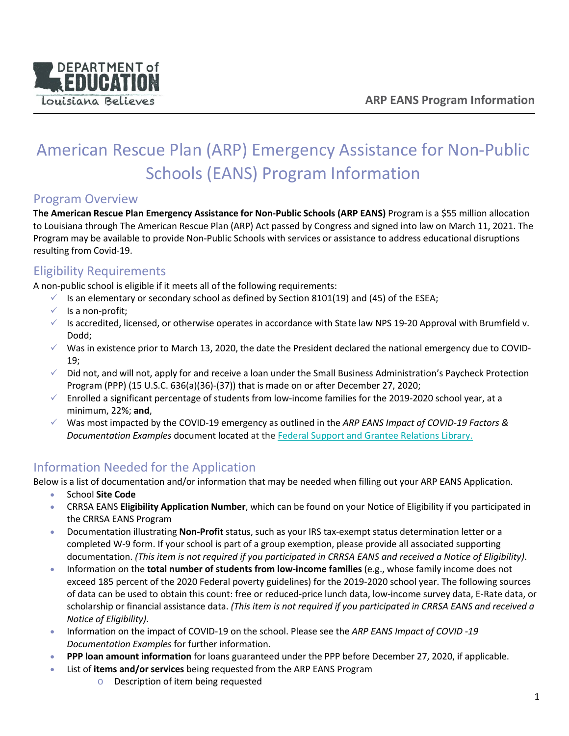# American Rescue Plan (ARP) Emergency Assistance for Non-Public Schools (EANS) Program Information

## Program Overview

**The American Rescue Plan Emergency Assistance for Non-Public Schools (ARP EANS)** Program is a $55 million allocation to Louisiana through The American Rescue Plan (ARP) Act passed by Congress and signed into law on March 11, 2021. The Program may be available to provide Non-Public Schools with services or assistance to address educational disruptions resulting from Covid-19.

## Eligibility Requirements

A non-public school is eligible if it meets all of the following requirements:

- ✓ Is an elementary or secondary school as defined by Section 8101(19) and (45) of the ESEA;
- ✓ Is a non-profit;
- ✓ Is accredited, licensed, or otherwise operates in accordance with State law NPS 19-20 Approval with Brumfield v. Dodd;
- ✓ Was in existence prior to March 13, 2020, the date the President declared the national emergency due to COVID-19;
- ✓ Did not, and will not, apply for and receive a loan under the Small Business Administration's Paycheck Protection Program (PPP) (15 U.S.C. 636(a)(36)-(37)) that is made on or after December 27, 2020;
- ✓ Enrolled a significant percentage of students from low-income families for the 2019-2020 school year, at a minimum, 22%; **and**,
- ✓ Was most impacted by the COVID-19 emergency as outlined in the *ARP EANS Impact of COVID-19 Factors & Documentation Examples* document located at the [Federal Support and Grantee Relations Library.]()

## Information Needed for the Application

Below is a list of documentation and/or information that may be needed when filling out your ARP EANS Application.

- School **Site Code**
- CRRSA EANS **Eligibility Application Number**, which can be found on your Notice of Eligibility if you participated in the CRRSA EANS Program
- Documentation illustrating **Non-Profit** status, such as your IRS tax-exempt status determination letter or a completed W-9 form. If your school is part of a group exemption, please provide all associated supporting documentation. *(This item is not required if you participated in CRRSA EANS and received a Notice of Eligibility)*.
- Information on the **total number of students from low-income families** (e.g., whose family income does not exceed 185 percent of the 2020 Federal poverty guidelines) for the 2019-2020 school year. The following sources of data can be used to obtain this count: free or reduced-price lunch data, low-income survey data, E-Rate data, or scholarship or financial assistance data. *(This item is not required if you participated in CRRSA EANS and received a Notice of Eligibility)*.
- Information on the impact of COVID-19 on the school. Please see the *ARP EANS Impact of COVID -19 Documentation Examples* for further information.
- **PPP loan amount information** for loans guaranteed under the PPP before December 27, 2020, if applicable.
- List of **items and/or services** being requested from the ARP EANS Program
    - Description of item being requested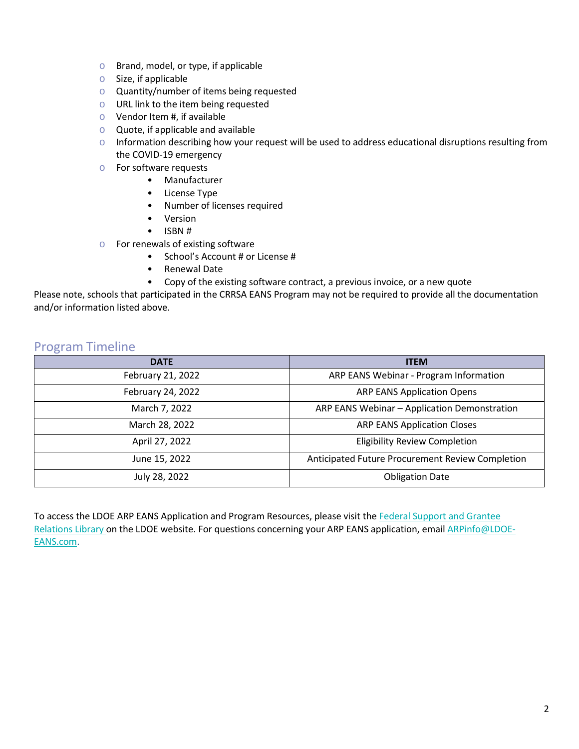- Brand, model, or type, if applicable
- Size, if applicable
- Quantity/number of items being requested
- URL link to the item being requested
- Vendor Item #, if available
- Quote, if applicable and available
- Information describing how your request will be used to address educational disruptions resulting from the COVID-19 emergency
- For software requests
  - Manufacturer
  - License Type
  - Number of licenses required
  - Version
  - ISBN #
- For renewals of existing software
  - School's Account # or License #
  - Renewal Date
  - Copy of the existing software contract, a previous invoice, or a new quote

Please note, schools that participated in the CRRSA EANS Program may not be required to provide all the documentation and/or information listed above.

## Program Timeline

| DATE | ITEM |
|---|---|
| February 21, 2022 | ARP EANS Webinar - Program Information |
| February 24, 2022 | ARP EANS Application Opens |
| March 7, 2022 | ARP EANS Webinar – Application Demonstration |
| March 28, 2022 | ARP EANS Application Closes |
| April 27, 2022 | Eligibility Review Completion |
| June 15, 2022 | Anticipated Future Procurement Review Completion |
| July 28, 2022 | Obligation Date |

To access the LDOE ARP EANS Application and Program Resources, please visit the Federal Support and Grantee Relations Library on the LDOE website. For questions concerning your ARP EANS application, email ARPinfo@LDOE-EANS.com.